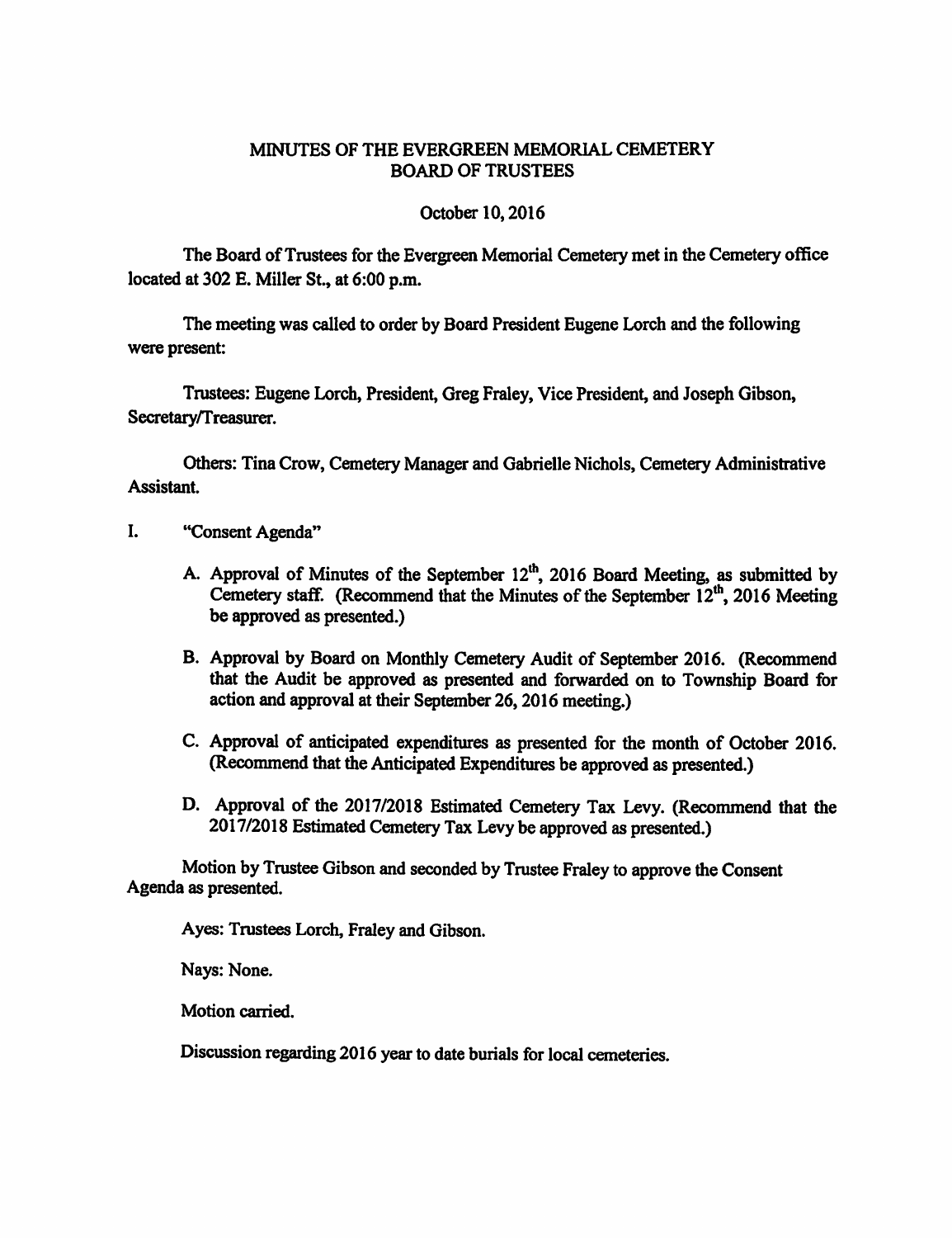# MINUTES OF THE EVERGREEN MEMORIAL CEMETERY BOARD OF TRUSTEES

October 10, 2016

The Board of Trustees for the Evergreen Memorial Cemetery met in the Cemetery office located at 302 E. Miller St., at 6:00 p.m.

The meeting was called to order by Board President Eugene Lorch and the following were present:

Trustees: Eugene Lorch, President, Greg Fraley, Vice President, and Joseph Gibson, Secretary/Treasurer.

Others: Tina Crow, Cemetery Manager and Gabrielle Nichols, Cemetery Administrative Assistant.

I. "Consent Agenda"

A. Approval of Minutes of the September 12th, 2016 Board Meeting, as submitted by Cemetery staff. (Recommend that the Minutes of the September 12th, 2016 Meeting be approved as presented.)

B. Approval by Board on Monthly Cemetery Audit of September 2016. (Recommend that the Audit be approved as presented and forwarded on to Township Board for action and approval at their September 26, 2016 meeting.)

C. Approval of anticipated expenditures as presented for the month of October 2016. (Recommend that the Anticipated Expenditures be approved as presented.)

D. Approval of the 2017/2018 Estimated Cemetery Tax Levy. (Recommend that the 2017/2018 Estimated Cemetery Tax Levy be approved as presented.)

Motion by Trustee Gibson and seconded by Trustee Fraley to approve the Consent Agenda as presented.

Ayes: Trustees Lorch, Fraley and Gibson.

Nays: None.

Motion carried.

Discussion regarding 2016 year to date burials for local cemeteries.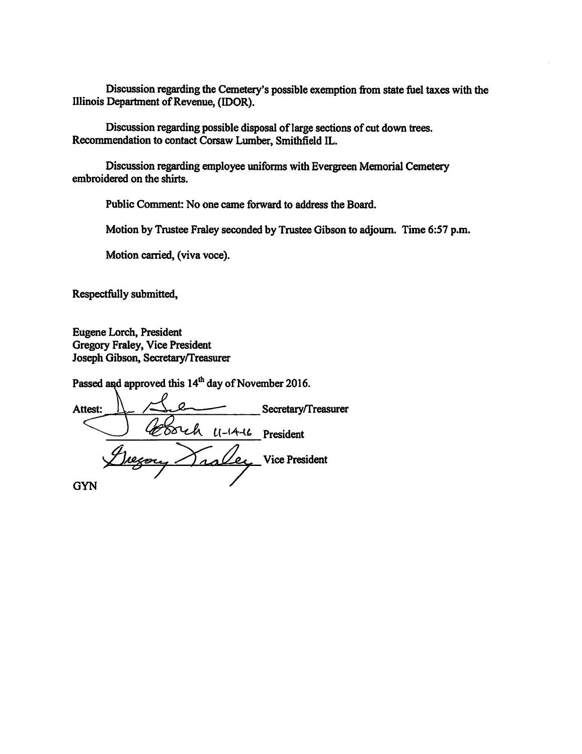Discussion regarding the Cemetery's possible exemption from state fuel taxes with the Illinois Department of Revenue, (IDOR).

Discussion regarding possible disposal of large sections of cut down trees. Recommendation to contact Corsaw Lumber, Smithfield IL.

Discussion regarding employee uniforms with Evergreen Memorial Cemetery embroidered on the shirts.

Public Comment: No one came forward to address the Board.

Motion by Trustee Fraley seconded by Trustee Gibson to adjourn. Time 6:57 p.m.

Motion carried, (viva voce).

Respectfully submitted,

Eugene Lorch, President
Gregory Fraley, Vice President
Joseph Gibson, Secretary/Treasurer

Passed and approved this 14th day of November 2016.

Attest: ______________________ Secretary/Treasurer

E Lorch 11-14-16 President

Gregory Fraley Vice President

GYN